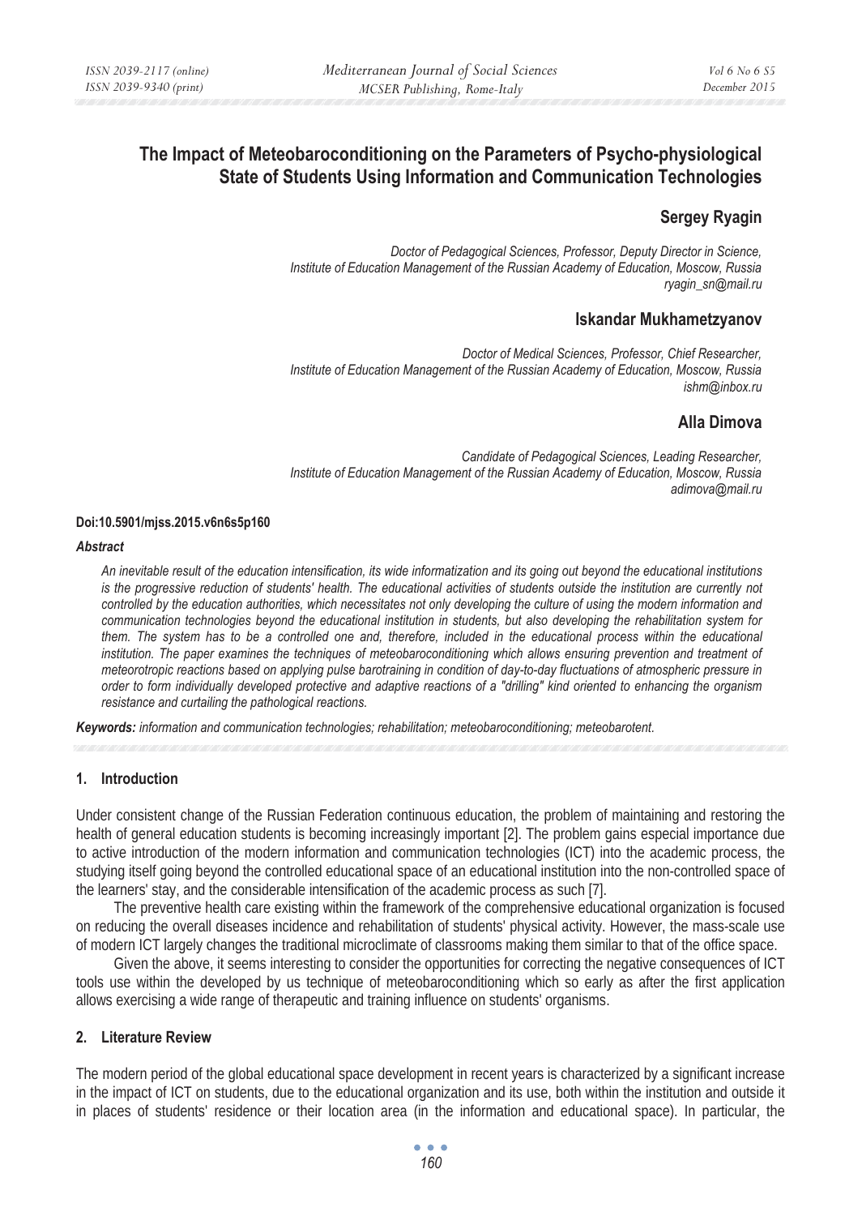# The Impact of Meteobaroconditioning on the Parameters of Psycho-physiological State of Students Using Information and Communication Technologies

**Sergey Ryagin**

*Doctor of Pedagogical Sciences, Professor, Deputy Director in Science,*
*Institute of Education Management of the Russian Academy of Education, Moscow, Russia*
*ryagin_sn@mail.ru*

**Iskandar Mukhametzyanov**

*Doctor of Medical Sciences, Professor, Chief Researcher,*
*Institute of Education Management of the Russian Academy of Education, Moscow, Russia*
*ishm@inbox.ru*

**Alla Dimova**

*Candidate of Pedagogical Sciences, Leading Researcher,*
*Institute of Education Management of the Russian Academy of Education, Moscow, Russia*
*adimova@mail.ru*

**Doi:10.5901/mjss.2015.v6n6s5p160**

***Abstract***

*An inevitable result of the education intensification, its wide informatization and its going out beyond the educational institutions is the progressive reduction of students' health. The educational activities of students outside the institution are currently not controlled by the education authorities, which necessitates not only developing the culture of using the modern information and communication technologies beyond the educational institution in students, but also developing the rehabilitation system for them. The system has to be a controlled one and, therefore, included in the educational process within the educational institution. The paper examines the techniques of meteobaroconditioning which allows ensuring prevention and treatment of meteorotropic reactions based on applying pulse barotraining in condition of day-to-day fluctuations of atmospheric pressure in order to form individually developed protective and adaptive reactions of a "drilling" kind oriented to enhancing the organism resistance and curtailing the pathological reactions.*

***Keywords:*** *information and communication technologies; rehabilitation; meteobaroconditioning; meteobarotent.*

## 1. Introduction

Under consistent change of the Russian Federation continuous education, the problem of maintaining and restoring the health of general education students is becoming increasingly important [2]. The problem gains especial importance due to active introduction of the modern information and communication technologies (ICT) into the academic process, the studying itself going beyond the controlled educational space of an educational institution into the non-controlled space of the learners' stay, and the considerable intensification of the academic process as such [7].

The preventive health care existing within the framework of the comprehensive educational organization is focused on reducing the overall diseases incidence and rehabilitation of students' physical activity. However, the mass-scale use of modern ICT largely changes the traditional microclimate of classrooms making them similar to that of the office space.

Given the above, it seems interesting to consider the opportunities for correcting the negative consequences of ICT tools use within the developed by us technique of meteobaroconditioning which so early as after the first application allows exercising a wide range of therapeutic and training influence on students' organisms.

## 2. Literature Review

The modern period of the global educational space development in recent years is characterized by a significant increase in the impact of ICT on students, due to the educational organization and its use, both within the institution and outside it in places of students' residence or their location area (in the information and educational space). In particular, the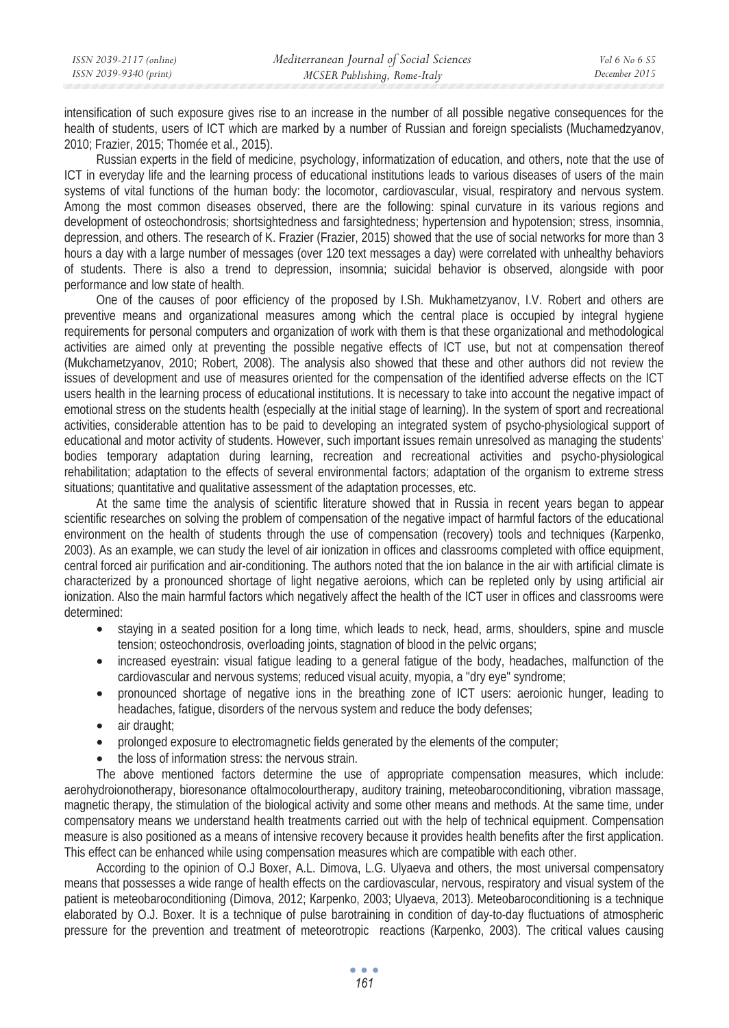intensification of such exposure gives rise to an increase in the number of all possible negative consequences for the health of students, users of ICT which are marked by a number of Russian and foreign specialists (Muchamedzyanov, 2010; Frazier, 2015; Thomée et al., 2015).

Russian experts in the field of medicine, psychology, informatization of education, and others, note that the use of ICT in everyday life and the learning process of educational institutions leads to various diseases of users of the main systems of vital functions of the human body: the locomotor, cardiovascular, visual, respiratory and nervous system. Among the most common diseases observed, there are the following: spinal curvature in its various regions and development of osteochondrosis; shortsightedness and farsightedness; hypertension and hypotension; stress, insomnia, depression, and others. The research of K. Frazier (Frazier, 2015) showed that the use of social networks for more than 3 hours a day with a large number of messages (over 120 text messages a day) were correlated with unhealthy behaviors of students. There is also a trend to depression, insomnia; suicidal behavior is observed, alongside with poor performance and low state of health.

One of the causes of poor efficiency of the proposed by I.Sh. Mukhametzyanov, I.V. Robert and others are preventive means and organizational measures among which the central place is occupied by integral hygiene requirements for personal computers and organization of work with them is that these organizational and methodological activities are aimed only at preventing the possible negative effects of ICT use, but not at compensation thereof (Mukchametzyanov, 2010; Robert, 2008). The analysis also showed that these and other authors did not review the issues of development and use of measures oriented for the compensation of the identified adverse effects on the ICT users health in the learning process of educational institutions. It is necessary to take into account the negative impact of emotional stress on the students health (especially at the initial stage of learning). In the system of sport and recreational activities, considerable attention has to be paid to developing an integrated system of psycho-physiological support of educational and motor activity of students. However, such important issues remain unresolved as managing the students' bodies temporary adaptation during learning, recreation and recreational activities and psycho-physiological rehabilitation; adaptation to the effects of several environmental factors; adaptation of the organism to extreme stress situations; quantitative and qualitative assessment of the adaptation processes, etc.

At the same time the analysis of scientific literature showed that in Russia in recent years began to appear scientific researches on solving the problem of compensation of the negative impact of harmful factors of the educational environment on the health of students through the use of compensation (recovery) tools and techniques (Karpenko, 2003). As an example, we can study the level of air ionization in offices and classrooms completed with office equipment, central forced air purification and air-conditioning. The authors noted that the ion balance in the air with artificial climate is characterized by a pronounced shortage of light negative aeroions, which can be repleted only by using artificial air ionization. Also the main harmful factors which negatively affect the health of the ICT user in offices and classrooms were determined:

- staying in a seated position for a long time, which leads to neck, head, arms, shoulders, spine and muscle tension; osteochondrosis, overloading joints, stagnation of blood in the pelvic organs;
- increased eyestrain: visual fatigue leading to a general fatigue of the body, headaches, malfunction of the cardiovascular and nervous systems; reduced visual acuity, myopia, a "dry eye" syndrome;
- pronounced shortage of negative ions in the breathing zone of ICT users: aeroionic hunger, leading to headaches, fatigue, disorders of the nervous system and reduce the body defenses;
- air draught;
- prolonged exposure to electromagnetic fields generated by the elements of the computer;
- the loss of information stress: the nervous strain.

The above mentioned factors determine the use of appropriate compensation measures, which include: aerohydroionotherapy, bioresonance oftalmocolourtherapy, auditory training, meteobaroconditioning, vibration massage, magnetic therapy, the stimulation of the biological activity and some other means and methods. At the same time, under compensatory means we understand health treatments carried out with the help of technical equipment. Compensation measure is also positioned as a means of intensive recovery because it provides health benefits after the first application. This effect can be enhanced while using compensation measures which are compatible with each other.

According to the opinion of O.J Boxer, A.L. Dimova, L.G. Ulyaeva and others, the most universal compensatory means that possesses a wide range of health effects on the cardiovascular, nervous, respiratory and visual system of the patient is meteobaroconditioning (Dimova, 2012; Karpenko, 2003; Ulyaeva, 2013). Meteobaroconditioning is a technique elaborated by O.J. Boxer. It is a technique of pulse barotraining in condition of day-to-day fluctuations of atmospheric pressure for the prevention and treatment of meteorotropic reactions (Karpenko, 2003). The critical values causing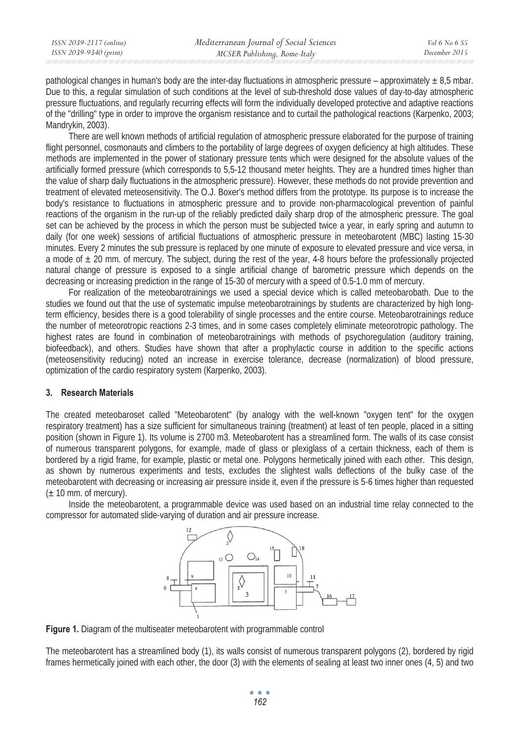pathological changes in human's body are the inter-day fluctuations in atmospheric pressure – approximately ± 8,5 mbar. Due to this, a regular simulation of such conditions at the level of sub-threshold dose values of day-to-day atmospheric pressure fluctuations, and regularly recurring effects will form the individually developed protective and adaptive reactions of the "drilling" type in order to improve the organism resistance and to curtail the pathological reactions (Karpenko, 2003; Mandrykin, 2003).

There are well known methods of artificial regulation of atmospheric pressure elaborated for the purpose of training flight personnel, cosmonauts and climbers to the portability of large degrees of oxygen deficiency at high altitudes. These methods are implemented in the power of stationary pressure tents which were designed for the absolute values of the artificially formed pressure (which corresponds to 5,5-12 thousand meter heights. They are a hundred times higher than the value of sharp daily fluctuations in the atmospheric pressure). However, these methods do not provide prevention and treatment of elevated meteosensitivity. The O.J. Boxer's method differs from the prototype. Its purpose is to increase the body's resistance to fluctuations in atmospheric pressure and to provide non-pharmacological prevention of painful reactions of the organism in the run-up of the reliably predicted daily sharp drop of the atmospheric pressure. The goal set can be achieved by the process in which the person must be subjected twice a year, in early spring and autumn to daily (for one week) sessions of artificial fluctuations of atmospheric pressure in meteobarotent (MBC) lasting 15-30 minutes. Every 2 minutes the sub pressure is replaced by one minute of exposure to elevated pressure and vice versa, in a mode of ± 20 mm. of mercury. The subject, during the rest of the year, 4-8 hours before the professionally projected natural change of pressure is exposed to a single artificial change of barometric pressure which depends on the decreasing or increasing prediction in the range of 15-30 of mercury with a speed of 0.5-1.0 mm of mercury.

For realization of the meteobarotrainings we used a special device which is called meteobarobath. Due to the studies we found out that the use of systematic impulse meteobarotrainings by students are characterized by high long-term efficiency, besides there is a good tolerability of single processes and the entire course. Meteobarotrainings reduce the number of meteorotropic reactions 2-3 times, and in some cases completely eliminate meteorotropic pathology. The highest rates are found in combination of meteobarotrainings with methods of psychoregulation (auditory training, biofeedback), and others. Studies have shown that after a prophylactic course in addition to the specific actions (meteosensitivity reducing) noted an increase in exercise tolerance, decrease (normalization) of blood pressure, optimization of the cardio respiratory system (Karpenko, 2003).

## 3. Research Materials

The created meteobaroset called "Meteobarotent" (by analogy with the well-known "oxygen tent" for the oxygen respiratory treatment) has a size sufficient for simultaneous training (treatment) at least of ten people, placed in a sitting position (shown in Figure 1). Its volume is 2700 m3. Meteobarotent has a streamlined form. The walls of its case consist of numerous transparent polygons, for example, made of glass or plexiglass of a certain thickness, each of them is bordered by a rigid frame, for example, plastic or metal one. Polygons hermetically joined with each other. This design, as shown by numerous experiments and tests, excludes the slightest walls deflections of the bulky case of the meteobarotent with decreasing or increasing air pressure inside it, even if the pressure is 5-6 times higher than requested (± 10 mm. of mercury).

Inside the meteobarotent, a programmable device was used based on an industrial time relay connected to the compressor for automated slide-varying of duration and air pressure increase.

**Figure 1.** Diagram of the multiseater meteobarotent with programmable control

The meteobarotent has a streamlined body (1), its walls consist of numerous transparent polygons (2), bordered by rigid frames hermetically joined with each other, the door (3) with the elements of sealing at least two inner ones (4, 5) and two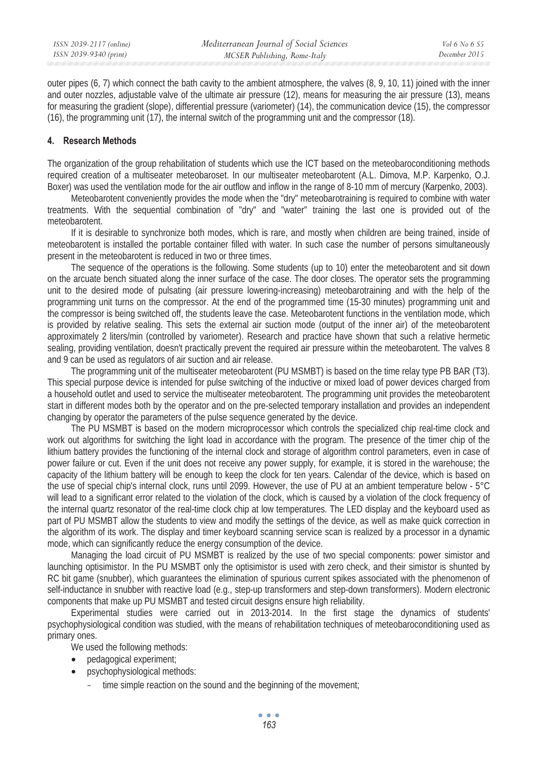outer pipes (6, 7) which connect the bath cavity to the ambient atmosphere, the valves (8, 9, 10, 11) joined with the inner and outer nozzles, adjustable valve of the ultimate air pressure (12), means for measuring the air pressure (13), means for measuring the gradient (slope), differential pressure (variometer) (14), the communication device (15), the compressor (16), the programming unit (17), the internal switch of the programming unit and the compressor (18).

## 4. Research Methods

The organization of the group rehabilitation of students which use the ICT based on the meteobaroconditioning methods required creation of a multiseater meteobaroset. In our multiseater meteobarotent (A.L. Dimova, M.P. Karpenko, O.J. Boxer) was used the ventilation mode for the air outflow and inflow in the range of 8-10 mm of mercury (Karpenko, 2003).

Meteobarotent conveniently provides the mode when the "dry" meteobarotraining is required to combine with water treatments. With the sequential combination of "dry" and "water" training the last one is provided out of the meteobarotent.

If it is desirable to synchronize both modes, which is rare, and mostly when children are being trained, inside of meteobarotent is installed the portable container filled with water. In such case the number of persons simultaneously present in the meteobarotent is reduced in two or three times.

The sequence of the operations is the following. Some students (up to 10) enter the meteobarotent and sit down on the arcuate bench situated along the inner surface of the case. The door closes. The operator sets the programming unit to the desired mode of pulsating (air pressure lowering-increasing) meteobarotraining and with the help of the programming unit turns on the compressor. At the end of the programmed time (15-30 minutes) programming unit and the compressor is being switched off, the students leave the case. Meteobarotent functions in the ventilation mode, which is provided by relative sealing. This sets the external air suction mode (output of the inner air) of the meteobarotent approximately 2 liters/min (controlled by variometer). Research and practice have shown that such a relative hermetic sealing, providing ventilation, doesn't practically prevent the required air pressure within the meteobarotent. The valves 8 and 9 can be used as regulators of air suction and air release.

The programming unit of the multiseater meteobarotent (PU MSMBT) is based on the time relay type PB BAR (T3). This special purpose device is intended for pulse switching of the inductive or mixed load of power devices charged from a household outlet and used to service the multiseater meteobarotent. The programming unit provides the meteobarotent start in different modes both by the operator and on the pre-selected temporary installation and provides an independent changing by operator the parameters of the pulse sequence generated by the device.

The PU MSMBT is based on the modern microprocessor which controls the specialized chip real-time clock and work out algorithms for switching the light load in accordance with the program. The presence of the timer chip of the lithium battery provides the functioning of the internal clock and storage of algorithm control parameters, even in case of power failure or cut. Even if the unit does not receive any power supply, for example, it is stored in the warehouse; the capacity of the lithium battery will be enough to keep the clock for ten years. Calendar of the device, which is based on the use of special chip's internal clock, runs until 2099. However, the use of PU at an ambient temperature below - 5°C will lead to a significant error related to the violation of the clock, which is caused by a violation of the clock frequency of the internal quartz resonator of the real-time clock chip at low temperatures. The LED display and the keyboard used as part of PU MSMBT allow the students to view and modify the settings of the device, as well as make quick correction in the algorithm of its work. The display and timer keyboard scanning service scan is realized by a processor in a dynamic mode, which can significantly reduce the energy consumption of the device.

Managing the load circuit of PU MSMBT is realized by the use of two special components: power simistor and launching optisimistor. In the PU MSMBT only the optisimistor is used with zero check, and their simistor is shunted by RC bit game (snubber), which guarantees the elimination of spurious current spikes associated with the phenomenon of self-inductance in snubber with reactive load (e.g., step-up transformers and step-down transformers). Modern electronic components that make up PU MSMBT and tested circuit designs ensure high reliability.

Experimental studies were carried out in 2013-2014. In the first stage the dynamics of students' psychophysiological condition was studied, with the means of rehabilitation techniques of meteobaroconditioning used as primary ones.

We used the following methods:

- pedagogical experiment;
- psychophysiological methods:
  - time simple reaction on the sound and the beginning of the movement;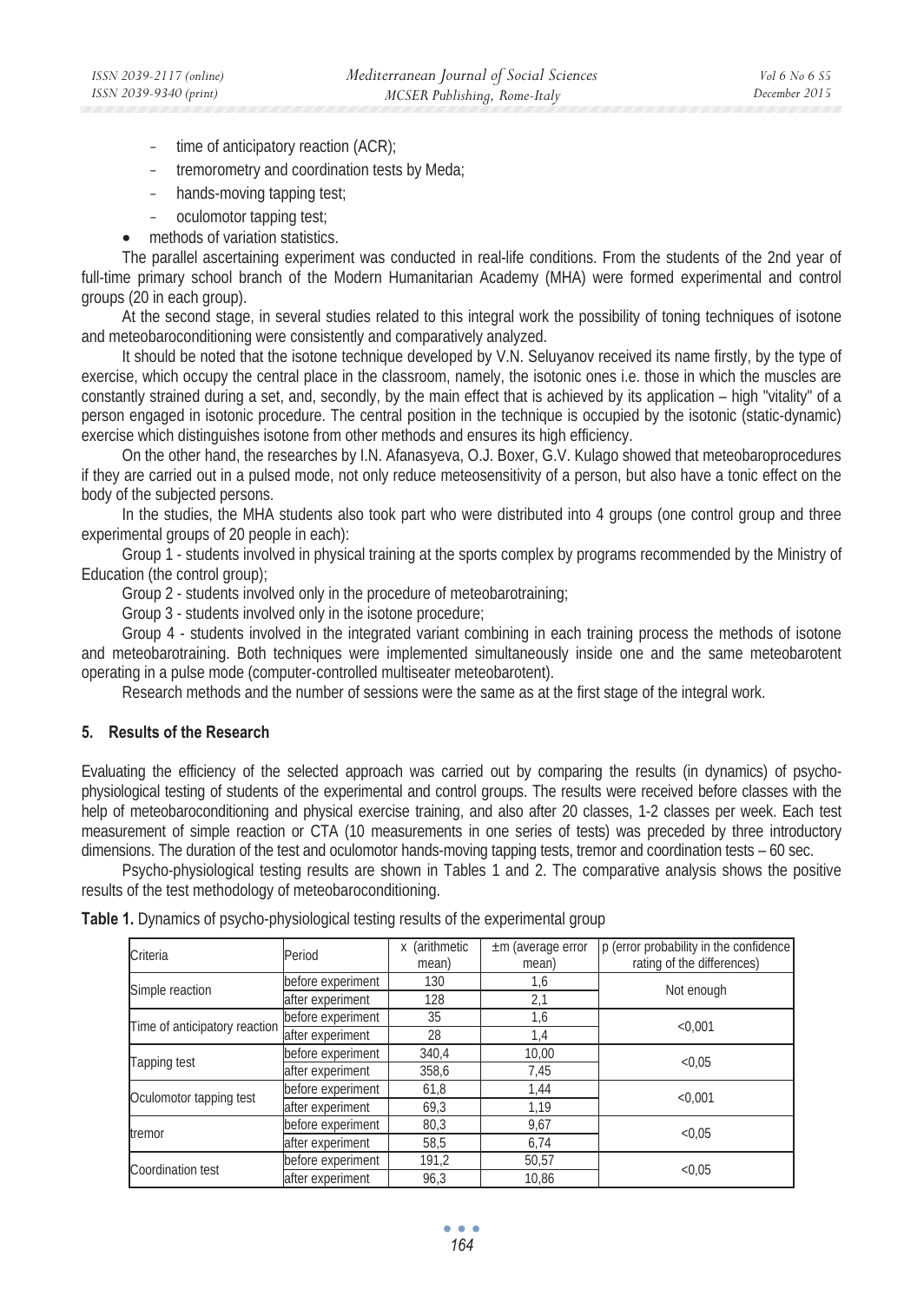- time of anticipatory reaction (ACR);
- tremorometry and coordination tests by Meda;
- hands-moving tapping test;
- oculomotor tapping test;

- methods of variation statistics.

The parallel ascertaining experiment was conducted in real-life conditions. From the students of the 2nd year of full-time primary school branch of the Modern Humanitarian Academy (MHA) were formed experimental and control groups (20 in each group).

At the second stage, in several studies related to this integral work the possibility of toning techniques of isotone and meteobaroconditioning were consistently and comparatively analyzed.

It should be noted that the isotone technique developed by V.N. Seluyanov received its name firstly, by the type of exercise, which occupy the central place in the classroom, namely, the isotonic ones i.e. those in which the muscles are constantly strained during a set, and, secondly, by the main effect that is achieved by its application – high "vitality" of a person engaged in isotonic procedure. The central position in the technique is occupied by the isotonic (static-dynamic) exercise which distinguishes isotone from other methods and ensures its high efficiency.

On the other hand, the researches by I.N. Afanasyeva, O.J. Boxer, G.V. Kulago showed that meteobaroprocedures if they are carried out in a pulsed mode, not only reduce meteosensitivity of a person, but also have a tonic effect on the body of the subjected persons.

In the studies, the MHA students also took part who were distributed into 4 groups (one control group and three experimental groups of 20 people in each):

Group 1 - students involved in physical training at the sports complex by programs recommended by the Ministry of Education (the control group);

Group 2 - students involved only in the procedure of meteobarotraining;

Group 3 - students involved only in the isotone procedure;

Group 4 - students involved in the integrated variant combining in each training process the methods of isotone and meteobarotraining. Both techniques were implemented simultaneously inside one and the same meteobarotent operating in a pulse mode (computer-controlled multiseater meteobarotent).

Research methods and the number of sessions were the same as at the first stage of the integral work.

## 5. Results of the Research

Evaluating the efficiency of the selected approach was carried out by comparing the results (in dynamics) of psycho-physiological testing of students of the experimental and control groups. The results were received before classes with the help of meteobaroconditioning and physical exercise training, and also after 20 classes, 1-2 classes per week. Each test measurement of simple reaction or CTA (10 measurements in one series of tests) was preceded by three introductory dimensions. The duration of the test and oculomotor hands-moving tapping tests, tremor and coordination tests – 60 sec.

Psycho-physiological testing results are shown in Tables 1 and 2. The comparative analysis shows the positive results of the test methodology of meteobaroconditioning.

**Table 1.** Dynamics of psycho-physiological testing results of the experimental group

| Criteria | Period | x (arithmetic mean) | ±m (average error mean) | p (error probability in the confidence rating of the differences) |
|---|---|---|---|---|
| Simple reaction | before experiment | 130 | 1,6 | Not enough |
| | after experiment | 128 | 2,1 | |
| Time of anticipatory reaction | before experiment | 35 | 1,6 | <0,001 |
| | after experiment | 28 | 1,4 | |
| Tapping test | before experiment | 340,4 | 10,00 | <0,05 |
| | after experiment | 358,6 | 7,45 | |
| Oculomotor tapping test | before experiment | 61,8 | 1,44 | <0,001 |
| | after experiment | 69,3 | 1,19 | |
| tremor | before experiment | 80,3 | 9,67 | <0,05 |
| | after experiment | 58,5 | 6,74 | |
| Coordination test | before experiment | 191,2 | 50,57 | <0,05 |
| | after experiment | 96,3 | 10,86 | |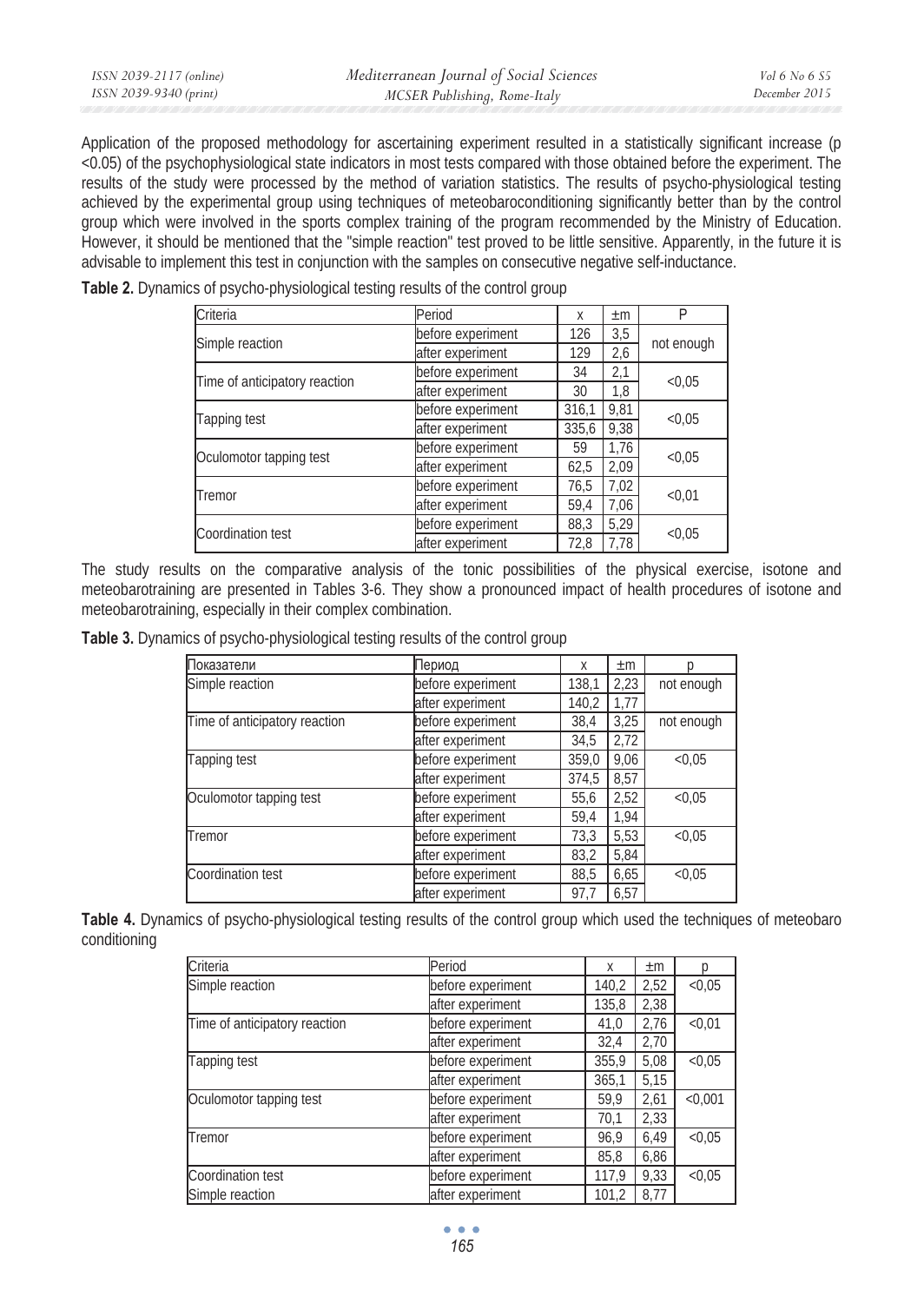Application of the proposed methodology for ascertaining experiment resulted in a statistically significant increase (p <0.05) of the psychophysiological state indicators in most tests compared with those obtained before the experiment. The results of the study were processed by the method of variation statistics. The results of psycho-physiological testing achieved by the experimental group using techniques of meteobaroconditioning significantly better than by the control group which were involved in the sports complex training of the program recommended by the Ministry of Education. However, it should be mentioned that the "simple reaction" test proved to be little sensitive. Apparently, in the future it is advisable to implement this test in conjunction with the samples on consecutive negative self-inductance.

**Table 2.** Dynamics of psycho-physiological testing results of the control group

| Criteria | Period | x | ±m | P |
|---|---|---|---|---|
| Simple reaction | before experiment | 126 | 3,5 | not enough |
| | after experiment | 129 | 2,6 | |
| Time of anticipatory reaction | before experiment | 34 | 2,1 | <0,05 |
| | after experiment | 30 | 1,8 | |
| Tapping test | before experiment | 316,1 | 9,81 | <0,05 |
| | after experiment | 335,6 | 9,38 | |
| Oculomotor tapping test | before experiment | 59 | 1,76 | <0,05 |
| | after experiment | 62,5 | 2,09 | |
| Tremor | before experiment | 76,5 | 7,02 | <0,01 |
| | after experiment | 59,4 | 7,06 | |
| Coordination test | before experiment | 88,3 | 5,29 | <0,05 |
| | after experiment | 72,8 | 7,78 | |

The study results on the comparative analysis of the tonic possibilities of the physical exercise, isotone and meteobarotraining are presented in Tables 3-6. They show a pronounced impact of health procedures of isotone and meteobarotraining, especially in their complex combination.

**Table 3.** Dynamics of psycho-physiological testing results of the control group

| Показатели | Период | x | ±m | p |
|---|---|---|---|---|
| Simple reaction | before experiment | 138,1 | 2,23 | not enough |
| | after experiment | 140,2 | 1,77 | |
| Time of anticipatory reaction | before experiment | 38,4 | 3,25 | not enough |
| | after experiment | 34,5 | 2,72 | |
| Tapping test | before experiment | 359,0 | 9,06 | <0,05 |
| | after experiment | 374,5 | 8,57 | |
| Oculomotor tapping test | before experiment | 55,6 | 2,52 | <0,05 |
| | after experiment | 59,4 | 1,94 | |
| Tremor | before experiment | 73,3 | 5,53 | <0,05 |
| | after experiment | 83,2 | 5,84 | |
| Coordination test | before experiment | 88,5 | 6,65 | <0,05 |
| | after experiment | 97,7 | 6,57 | |

**Table 4.** Dynamics of psycho-physiological testing results of the control group which used the techniques of meteobaro conditioning

| Criteria | Period | x | ±m | p |
|---|---|---|---|---|
| Simple reaction | before experiment | 140,2 | 2,52 | <0,05 |
| | after experiment | 135,8 | 2,38 | |
| Time of anticipatory reaction | before experiment | 41,0 | 2,76 | <0,01 |
| | after experiment | 32,4 | 2,70 | |
| Tapping test | before experiment | 355,9 | 5,08 | <0,05 |
| | after experiment | 365,1 | 5,15 | |
| Oculomotor tapping test | before experiment | 59,9 | 2,61 | <0,001 |
| | after experiment | 70,1 | 2,33 | |
| Tremor | before experiment | 96,9 | 6,49 | <0,05 |
| | after experiment | 85,8 | 6,86 | |
| Coordination test | before experiment | 117,9 | 9,33 | <0,05 |
| Simple reaction | after experiment | 101,2 | 8,77 | |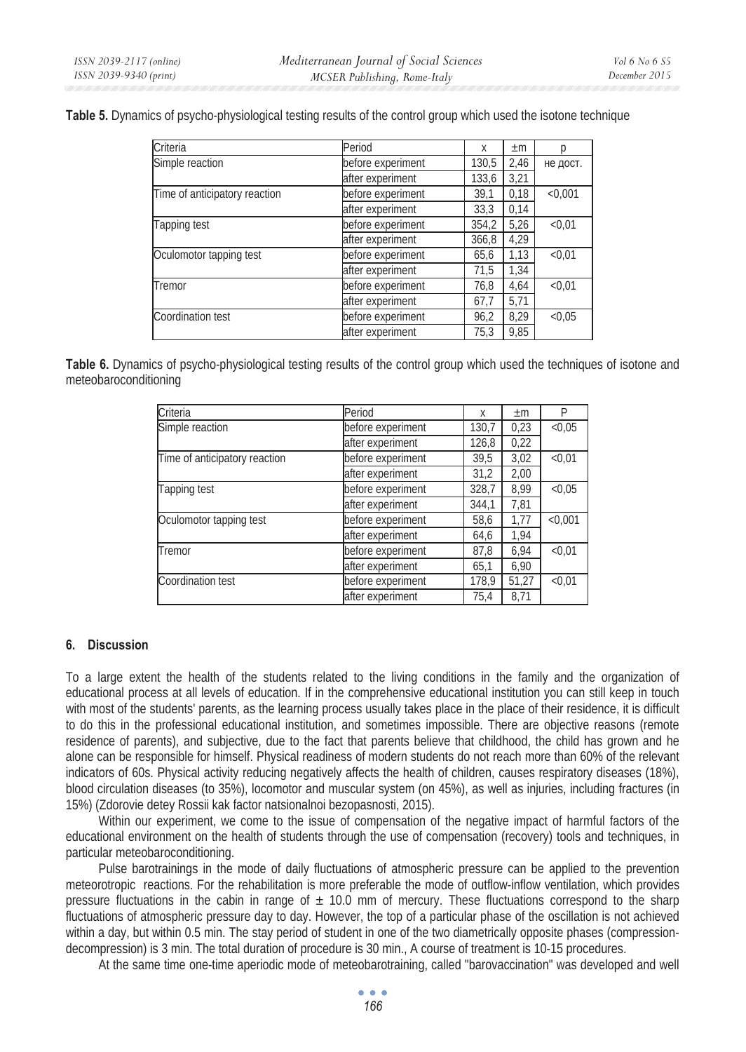**Table 5.** Dynamics of psycho-physiological testing results of the control group which used the isotone technique

| Criteria | Period | x | ±m | p |
|---|---|---|---|---|
| Simple reaction | before experiment | 130,5 | 2,46 | не дост. |
| | after experiment | 133,6 | 3,21 | |
| Time of anticipatory reaction | before experiment | 39,1 | 0,18 | <0,001 |
| | after experiment | 33,3 | 0,14 | |
| Tapping test | before experiment | 354,2 | 5,26 | <0,01 |
| | after experiment | 366,8 | 4,29 | |
| Oculomotor tapping test | before experiment | 65,6 | 1,13 | <0,01 |
| | after experiment | 71,5 | 1,34 | |
| Tremor | before experiment | 76,8 | 4,64 | <0,01 |
| | after experiment | 67,7 | 5,71 | |
| Coordination test | before experiment | 96,2 | 8,29 | <0,05 |
| | after experiment | 75,3 | 9,85 | |

**Table 6.** Dynamics of psycho-physiological testing results of the control group which used the techniques of isotone and meteobaroconditioning

| Criteria | Period | x | ±m | P |
|---|---|---|---|---|
| Simple reaction | before experiment | 130,7 | 0,23 | <0,05 |
| | after experiment | 126,8 | 0,22 | |
| Time of anticipatory reaction | before experiment | 39,5 | 3,02 | <0,01 |
| | after experiment | 31,2 | 2,00 | |
| Tapping test | before experiment | 328,7 | 8,99 | <0,05 |
| | after experiment | 344,1 | 7,81 | |
| Oculomotor tapping test | before experiment | 58,6 | 1,77 | <0,001 |
| | after experiment | 64,6 | 1,94 | |
| Tremor | before experiment | 87,8 | 6,94 | <0,01 |
| | after experiment | 65,1 | 6,90 | |
| Coordination test | before experiment | 178,9 | 51,27 | <0,01 |
| | after experiment | 75,4 | 8,71 | |

## 6. Discussion

To a large extent the health of the students related to the living conditions in the family and the organization of educational process at all levels of education. If in the comprehensive educational institution you can still keep in touch with most of the students' parents, as the learning process usually takes place in the place of their residence, it is difficult to do this in the professional educational institution, and sometimes impossible. There are objective reasons (remote residence of parents), and subjective, due to the fact that parents believe that childhood, the child has grown and he alone can be responsible for himself. Physical readiness of modern students do not reach more than 60% of the relevant indicators of 60s. Physical activity reducing negatively affects the health of children, causes respiratory diseases (18%), blood circulation diseases (to 35%), locomotor and muscular system (on 45%), as well as injuries, including fractures (in 15%) (Zdorovie detey Rossii kak factor natsionalnoi bezopasnosti, 2015).

Within our experiment, we come to the issue of compensation of the negative impact of harmful factors of the educational environment on the health of students through the use of compensation (recovery) tools and techniques, in particular meteobaroconditioning.

Pulse barotrainings in the mode of daily fluctuations of atmospheric pressure can be applied to the prevention meteorotropic reactions. For the rehabilitation is more preferable the mode of outflow-inflow ventilation, which provides pressure fluctuations in the cabin in range of ± 10.0 mm of mercury. These fluctuations correspond to the sharp fluctuations of atmospheric pressure day to day. However, the top of a particular phase of the oscillation is not achieved within a day, but within 0.5 min. The stay period of student in one of the two diametrically opposite phases (compression-decompression) is 3 min. The total duration of procedure is 30 min., A course of treatment is 10-15 procedures.

At the same time one-time aperiodic mode of meteobarotraining, called "barovaccination" was developed and well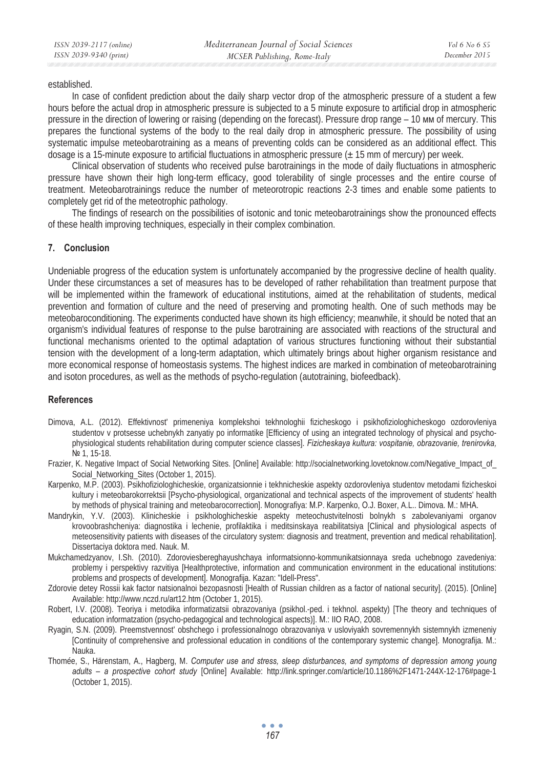established.

In case of confident prediction about the daily sharp vector drop of the atmospheric pressure of a student a few hours before the actual drop in atmospheric pressure is subjected to a 5 minute exposure to artificial drop in atmospheric pressure in the direction of lowering or raising (depending on the forecast). Pressure drop range – 10 мм of mercury. This prepares the functional systems of the body to the real daily drop in atmospheric pressure. The possibility of using systematic impulse meteobarotraining as a means of preventing colds can be considered as an additional effect. This dosage is a 15-minute exposure to artificial fluctuations in atmospheric pressure (± 15 mm of mercury) per week.

Clinical observation of students who received pulse barotrainings in the mode of daily fluctuations in atmospheric pressure have shown their high long-term efficacy, good tolerability of single processes and the entire course of treatment. Meteobarotrainings reduce the number of meteorotropic reactions 2-3 times and enable some patients to completely get rid of the meteotrophic pathology.

The findings of research on the possibilities of isotonic and tonic meteobarotrainings show the pronounced effects of these health improving techniques, especially in their complex combination.

## 7. Conclusion

Undeniable progress of the education system is unfortunately accompanied by the progressive decline of health quality. Under these circumstances a set of measures has to be developed of rather rehabilitation than treatment purpose that will be implemented within the framework of educational institutions, aimed at the rehabilitation of students, medical prevention and formation of culture and the need of preserving and promoting health. One of such methods may be meteobaroconditioning. The experiments conducted have shown its high efficiency; meanwhile, it should be noted that an organism's individual features of response to the pulse barotraining are associated with reactions of the structural and functional mechanisms oriented to the optimal adaptation of various structures functioning without their substantial tension with the development of a long-term adaptation, which ultimately brings about higher organism resistance and more economical response of homeostasis systems. The highest indices are marked in combination of meteobarotraining and isoton procedures, as well as the methods of psycho-regulation (autotraining, biofeedback).

## References

Dimova, A.L. (2012). Effektivnost' primeneniya komplekshoi tekhnologhii fizicheskogo i psikhofiziologhicheskogo ozdorovleniya studentov v protsesse uchebnykh zanyatiy po informatike [Efficiency of using an integrated technology of physical and psycho-physiological students rehabilitation during computer science classes]. *Fizicheskaya kultura: vospitanie, obrazovanie, trenirovka,* № 1, 15-18.

Frazier, K. Negative Impact of Social Networking Sites. [Online] Available: http://socialnetworking.lovetoknow.com/Negative_Impact_of_Social_Networking_Sites (October 1, 2015).

Karpenko, M.P. (2003). Psikhofiziologhicheskie, organizatsionnie i tekhnicheskie aspekty ozdorovleniya studentov metodami fizicheskoi kultury i meteobarokorrektsii [Psycho-physiological, organizational and technical aspects of the improvement of students' health by methods of physical training and meteobarocorrection]. Monografiya: M.P. Karpenko, O.J. Boxer, A.L.. Dimova. M.: MHA.

Mandrykin, Y.V. (2003). Klinicheskie i psikhologhicheskie aspekty meteochustvitelnosti bolnykh s zabolevaniyami organov krovoobrashcheniya: diagnostika i lechenie, profilaktika i meditsinskaya reabilitatsiya [Clinical and physiological aspects of meteosensitivity patients with diseases of the circulatory system: diagnosis and treatment, prevention and medical rehabilitation]. Dissertaciya doktora med. Nauk. M.

Mukchamedzyanov, I.Sh. (2010). Zdoroviesbereghayushchaya informatsionno-kommunikatsionnaya sreda uchebnogo zavedeniya: problemy i perspektivy razvitiya [Healthprotective, information and communication environment in the educational institutions: problems and prospects of development]. Monografija. Kazan: "Idell-Press".

Zdorovie detey Rossii kak factor natsionalnoi bezopasnosti [Health of Russian children as a factor of national security]. (2015). [Online] Available: http://www.nczd.ru/art12.htm (October 1, 2015).

Robert, I.V. (2008). Teoriya i metodika informatizatsii obrazovaniya (psikhol.-ped. i tekhnol. aspekty) [The theory and techniques of education informatzation (psycho-pedagogical and technological aspects)]. M.: IIO RAO, 2008.

Ryagin, S.N. (2009). Preemstvennost' obshchego i professionalnogo obrazovaniya v usloviyakh sovremennykh sistemnykh izmeneniy [Continuity of comprehensive and professional education in conditions of the contemporary systemic change]. Monografija. M.: Nauka.

Thomée, S., Härenstam, A., Hagberg, M. *Computer use and stress, sleep disturbances, and symptoms of depression among young adults – a prospective cohort study* [Online] Available: http://link.springer.com/article/10.1186%2F1471-244X-12-176#page-1 (October 1, 2015).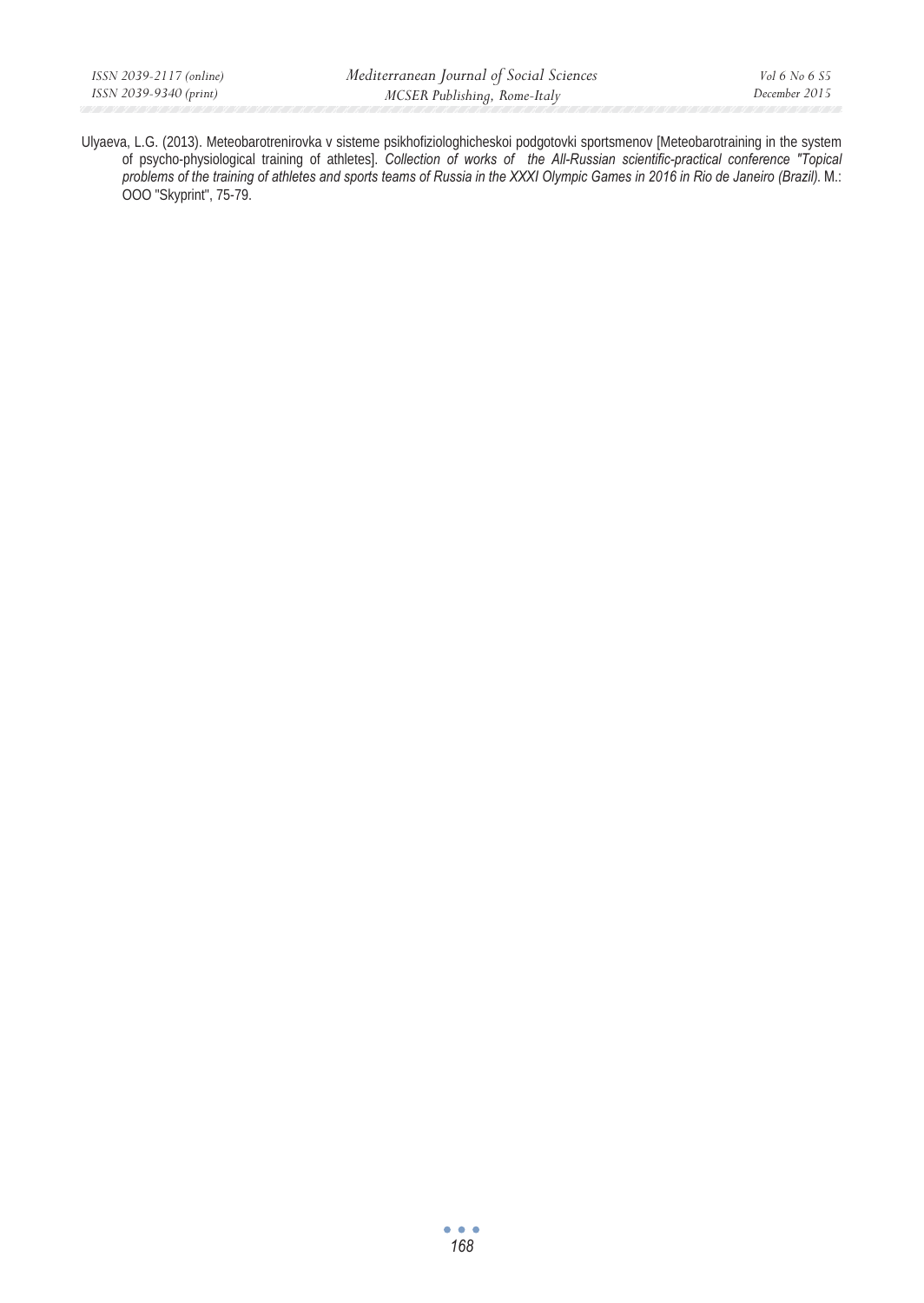Ulyaeva, L.G. (2013). Meteobarotrenirovka v sisteme psikhofiziologhicheskoi podgotovki sportsmenov [Meteobarotraining in the system of psycho-physiological training of athletes]. *Collection of works of the All-Russian scientific-practical conference "Topical problems of the training of athletes and sports teams of Russia in the XXXI Olympic Games in 2016 in Rio de Janeiro (Brazil).* M.: OOO "Skyprint", 75-79.